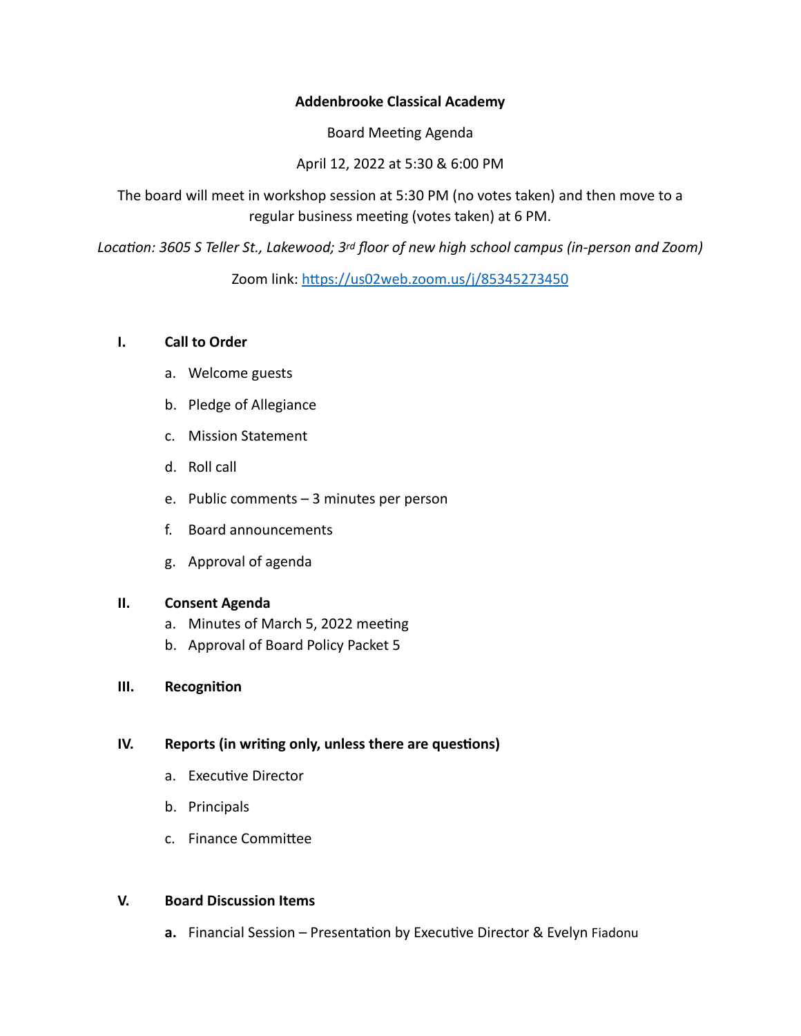**Addenbrooke Classical Academy**

Board Meeting Agenda

April 12, 2022 at 5:30 & 6:00 PM

The board will meet in workshop session at 5:30 PM (no votes taken) and then move to a regular business meeting (votes taken) at 6 PM.

*Location: 3605 S Teller St., Lakewood; 3rd floor of new high school campus (in-person and Zoom)*

Zoom link: [https://us02web.zoom.us/j/85345273450](https://us02web.zoom.us/j/85345273450)

**I. Call to Order**

a. Welcome guests

b. Pledge of Allegiance

c. Mission Statement

d. Roll call

e. Public comments – 3 minutes per person

f. Board announcements

g. Approval of agenda

**II. Consent Agenda**

a. Minutes of March 5, 2022 meeting

b. Approval of Board Policy Packet 5

**III. Recognition**

**IV. Reports (in writing only, unless there are questions)**

a. Executive Director

b. Principals

c. Finance Committee

**V. Board Discussion Items**

**a.** Financial Session – Presentation by Executive Director & Evelyn Fiadonu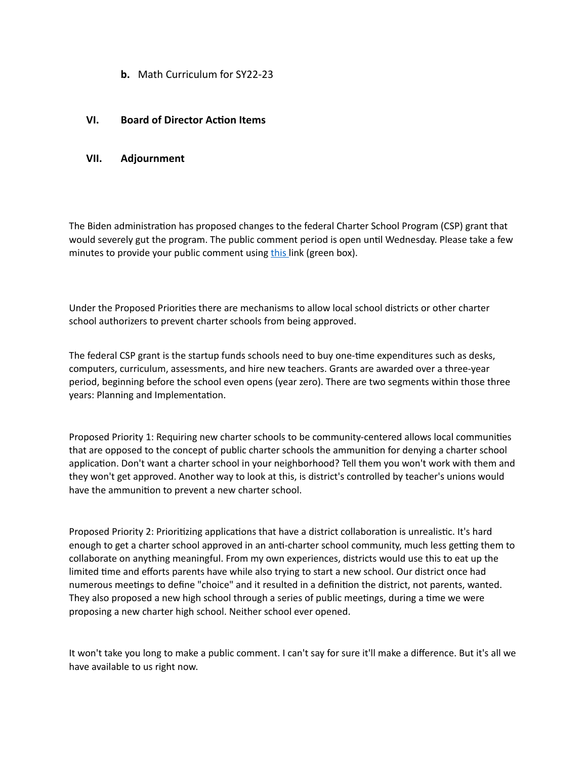**b.** Math Curriculum for SY22-23

**VI. Board of Director Action Items**

**VII. Adjournment**

The Biden administration has proposed changes to the federal Charter School Program (CSP) grant that would severely gut the program. The public comment period is open until Wednesday. Please take a few minutes to provide your public comment using [this ](#)link (green box).

Under the Proposed Priorities there are mechanisms to allow local school districts or other charter school authorizers to prevent charter schools from being approved.

The federal CSP grant is the startup funds schools need to buy one-time expenditures such as desks, computers, curriculum, assessments, and hire new teachers. Grants are awarded over a three-year period, beginning before the school even opens (year zero). There are two segments within those three years: Planning and Implementation.

Proposed Priority 1: Requiring new charter schools to be community-centered allows local communities that are opposed to the concept of public charter schools the ammunition for denying a charter school application. Don't want a charter school in your neighborhood? Tell them you won't work with them and they won't get approved. Another way to look at this, is district's controlled by teacher's unions would have the ammunition to prevent a new charter school.

Proposed Priority 2: Prioritizing applications that have a district collaboration is unrealistic. It's hard enough to get a charter school approved in an anti-charter school community, much less getting them to collaborate on anything meaningful. From my own experiences, districts would use this to eat up the limited time and efforts parents have while also trying to start a new school. Our district once had numerous meetings to define "choice" and it resulted in a definition the district, not parents, wanted. They also proposed a new high school through a series of public meetings, during a time we were proposing a new charter high school. Neither school ever opened.

It won't take you long to make a public comment. I can't say for sure it'll make a difference. But it's all we have available to us right now.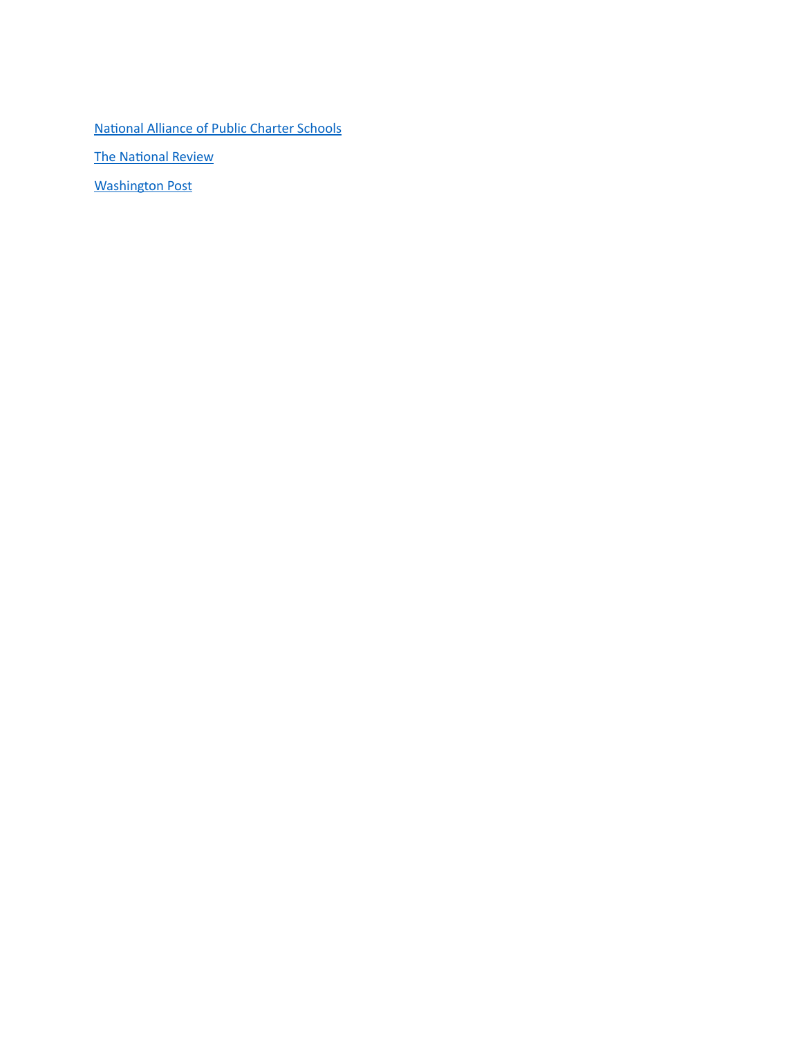[National Alliance of Public Charter Schools]

[The National Review]

[Washington Post]